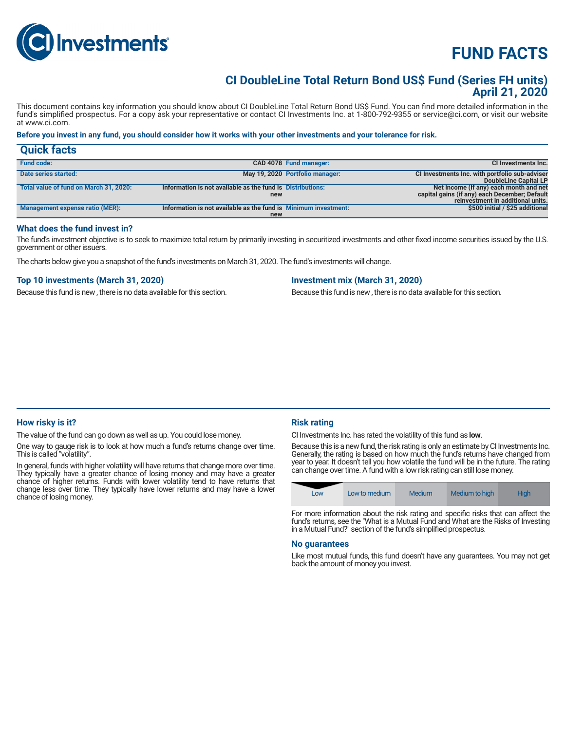# FUND FACTS

## CI DoubleLine Total Return Bond US$ Fund (Series FH units)
## April 21, 2020

This document contains key information you should know about CI DoubleLine Total Return Bond US$ Fund. You can find more detailed information in the fund's simplified prospectus. For a copy ask your representative or contact CI Investments Inc. at 1-800-792-9355 or service@ci.com, or visit our website at www.ci.com.

**Before you invest in any fund, you should consider how it works with your other investments and your tolerance for risk.**

## Quick facts

| | | | |
|---|---|---|---|
| **Fund code:** | **CAD 4078** | **Fund manager:** | **CI Investments Inc.** |
| **Date series started:** | **May 19, 2020** | **Portfolio manager:** | **CI Investments Inc. with portfolio sub-adviser DoubleLine Capital LP** |
| **Total value of fund on March 31, 2020:** | **Information is not available as the fund is new** | **Distributions:** | **Net income (if any) each month and net capital gains (if any) each December; Default reinvestment in additional units.** |
| **Management expense ratio (MER):** | **Information is not available as the fund is new** | **Minimum investment:** | **$500 initial / $25 additional** |

### What does the fund invest in?

The fund's investment objective is to seek to maximize total return by primarily investing in securitized investments and other fixed income securities issued by the U.S. government or other issuers.

The charts below give you a snapshot of the fund's investments on March 31, 2020. The fund's investments will change.

### Top 10 investments (March 31, 2020)

Because this fund is new , there is no data available for this section.

### Investment mix (March 31, 2020)

Because this fund is new , there is no data available for this section.

### How risky is it?

The value of the fund can go down as well as up. You could lose money.

One way to gauge risk is to look at how much a fund's returns change over time. This is called "volatility".

In general, funds with higher volatility will have returns that change more over time. They typically have a greater chance of losing money and may have a greater chance of higher returns. Funds with lower volatility tend to have returns that change less over time. They typically have lower returns and may have a lower chance of losing money.

### Risk rating

CI Investments Inc. has rated the volatility of this fund as **low**.

Because this is a new fund, the risk rating is only an estimate by CI Investments Inc. Generally, the rating is based on how much the fund's returns have changed from year to year. It doesn't tell you how volatile the fund will be in the future. The rating can change over time. A fund with a low risk rating can still lose money.

| Low | Low to medium | Medium | Medium to high | High |
|---|---|---|---|---|

For more information about the risk rating and specific risks that can affect the fund's returns, see the "What is a Mutual Fund and What are the Risks of Investing in a Mutual Fund?" section of the fund's simplified prospectus.

### No guarantees

Like most mutual funds, this fund doesn't have any guarantees. You may not get back the amount of money you invest.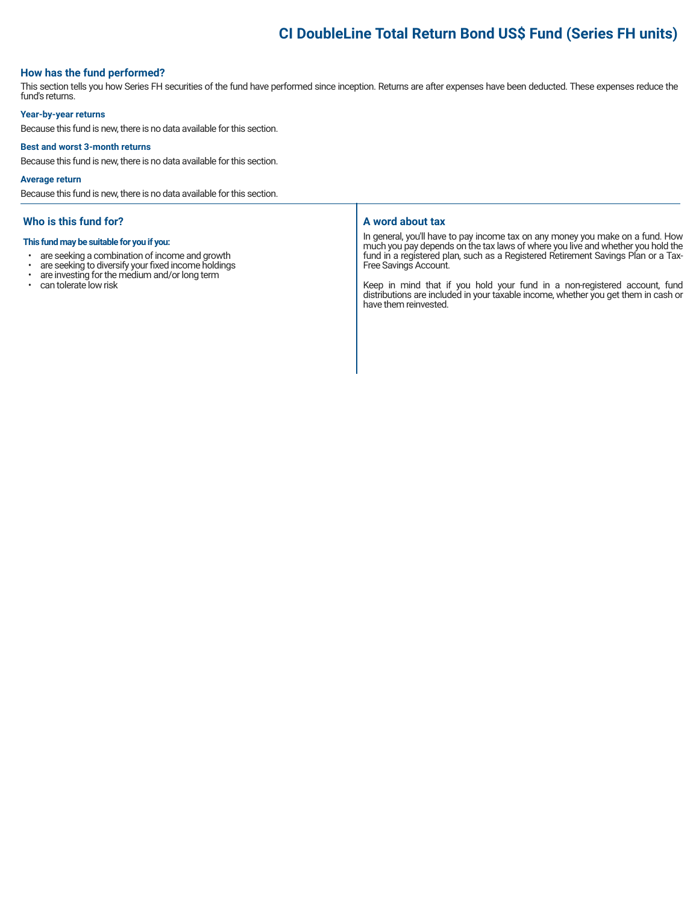# CI DoubleLine Total Return Bond US$ Fund (Series FH units)

## How has the fund performed?

This section tells you how Series FH securities of the fund have performed since inception. Returns are after expenses have been deducted. These expenses reduce the fund's returns.

### Year-by-year returns

Because this fund is new, there is no data available for this section.

### Best and worst 3-month returns

Because this fund is new, there is no data available for this section.

### Average return

Because this fund is new, there is no data available for this section.

## Who is this fund for?

**This fund may be suitable for you if you:**

- are seeking a combination of income and growth
- are seeking to diversify your fixed income holdings
- are investing for the medium and/or long term
- can tolerate low risk

## A word about tax

In general, you'll have to pay income tax on any money you make on a fund. How much you pay depends on the tax laws of where you live and whether you hold the fund in a registered plan, such as a Registered Retirement Savings Plan or a Tax-Free Savings Account.

Keep in mind that if you hold your fund in a non-registered account, fund distributions are included in your taxable income, whether you get them in cash or have them reinvested.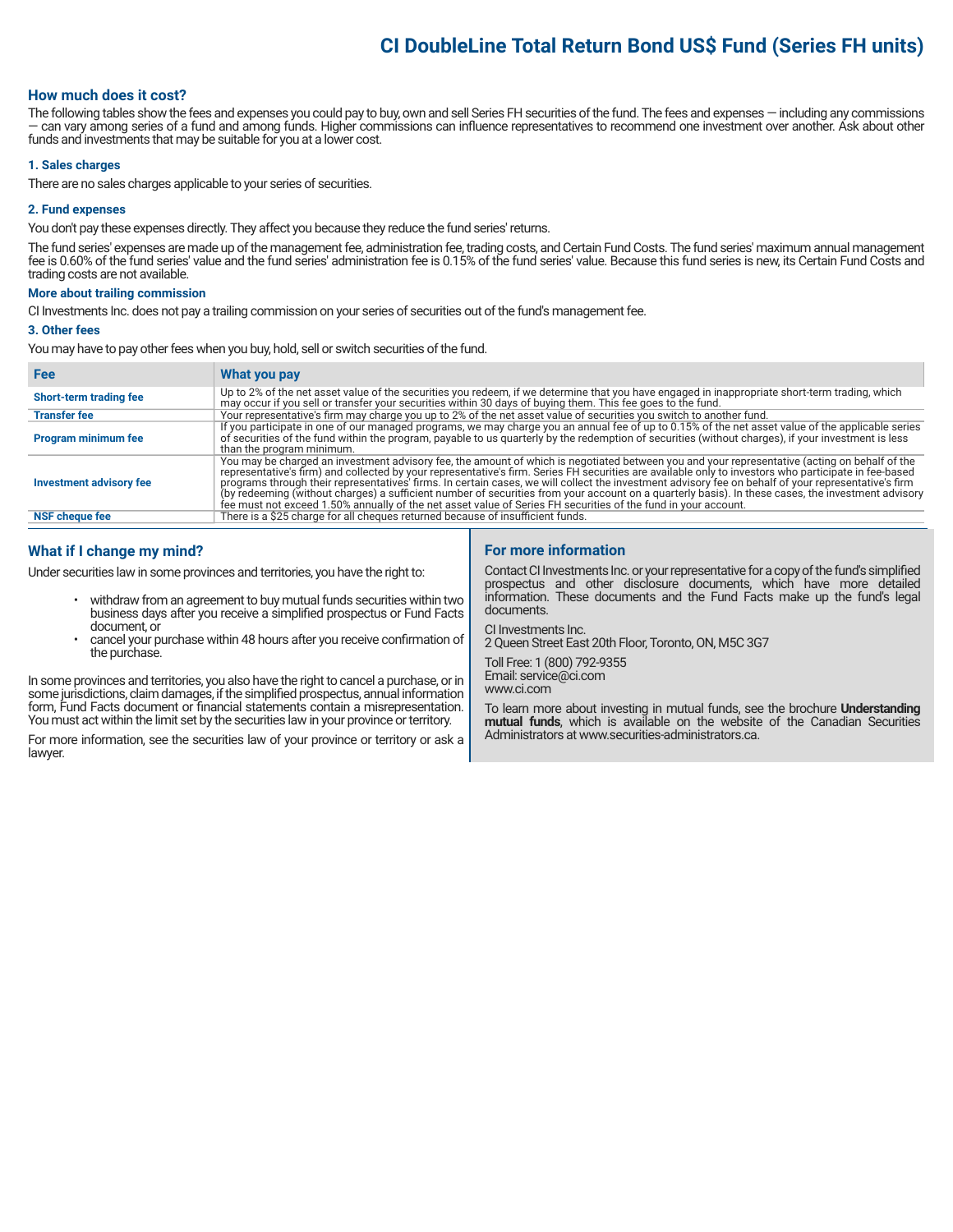# CI DoubleLine Total Return Bond US$ Fund (Series FH units)

## How much does it cost?

The following tables show the fees and expenses you could pay to buy, own and sell Series FH securities of the fund. The fees and expenses — including any commissions — can vary among series of a fund and among funds. Higher commissions can influence representatives to recommend one investment over another. Ask about other funds and investments that may be suitable for you at a lower cost.

### 1. Sales charges

There are no sales charges applicable to your series of securities.

### 2. Fund expenses

You don't pay these expenses directly. They affect you because they reduce the fund series' returns.

The fund series' expenses are made up of the management fee, administration fee, trading costs, and Certain Fund Costs. The fund series' maximum annual management fee is 0.60% of the fund series' value and the fund series' administration fee is 0.15% of the fund series' value. Because this fund series is new, its Certain Fund Costs and trading costs are not available.

### More about trailing commission

CI Investments Inc. does not pay a trailing commission on your series of securities out of the fund's management fee.

### 3. Other fees

You may have to pay other fees when you buy, hold, sell or switch securities of the fund.

| Fee | What you pay |
|---|---|
| Short-term trading fee | Up to 2% of the net asset value of the securities you redeem, if we determine that you have engaged in inappropriate short-term trading, which may occur if you sell or transfer your securities within 30 days of buying them. This fee goes to the fund. |
| Transfer fee | Your representative's firm may charge you up to 2% of the net asset value of securities you switch to another fund. |
| Program minimum fee | If you participate in one of our managed programs, we may charge you an annual fee of up to 0.15% of the net asset value of the applicable series of securities of the fund within the program, payable to us quarterly by the redemption of securities (without charges), if your investment is less than the program minimum. |
| Investment advisory fee | You may be charged an investment advisory fee, the amount of which is negotiated between you and your representative (acting on behalf of the representative's firm) and collected by your representative's firm. Series FH securities are available only to investors who participate in fee-based programs through their representatives' firms. In certain cases, we will collect the investment advisory fee on behalf of your representative's firm (by redeeming (without charges) a sufficient number of securities from your account on a quarterly basis). In these cases, the investment advisory fee must not exceed 1.50% annually of the net asset value of Series FH securities of the fund in your account. |
| NSF cheque fee | There is a $25 charge for all cheques returned because of insufficient funds. |

## What if I change my mind?

Under securities law in some provinces and territories, you have the right to:

- withdraw from an agreement to buy mutual funds securities within two business days after you receive a simplified prospectus or Fund Facts document, or
- cancel your purchase within 48 hours after you receive confirmation of the purchase.

In some provinces and territories, you also have the right to cancel a purchase, or in some jurisdictions, claim damages, if the simplified prospectus, annual information form, Fund Facts document or financial statements contain a misrepresentation. You must act within the limit set by the securities law in your province or territory.

For more information, see the securities law of your province or territory or ask a lawyer.

## For more information

Contact CI Investments Inc. or your representative for a copy of the fund's simplified prospectus and other disclosure documents, which have more detailed information. These documents and the Fund Facts make up the fund's legal documents.

CI Investments Inc.
2 Queen Street East 20th Floor, Toronto, ON, M5C 3G7

Toll Free: 1 (800) 792-9355
Email: service@ci.com
www.ci.com

To learn more about investing in mutual funds, see the brochure **Understanding mutual funds**, which is available on the website of the Canadian Securities Administrators at www.securities-administrators.ca.